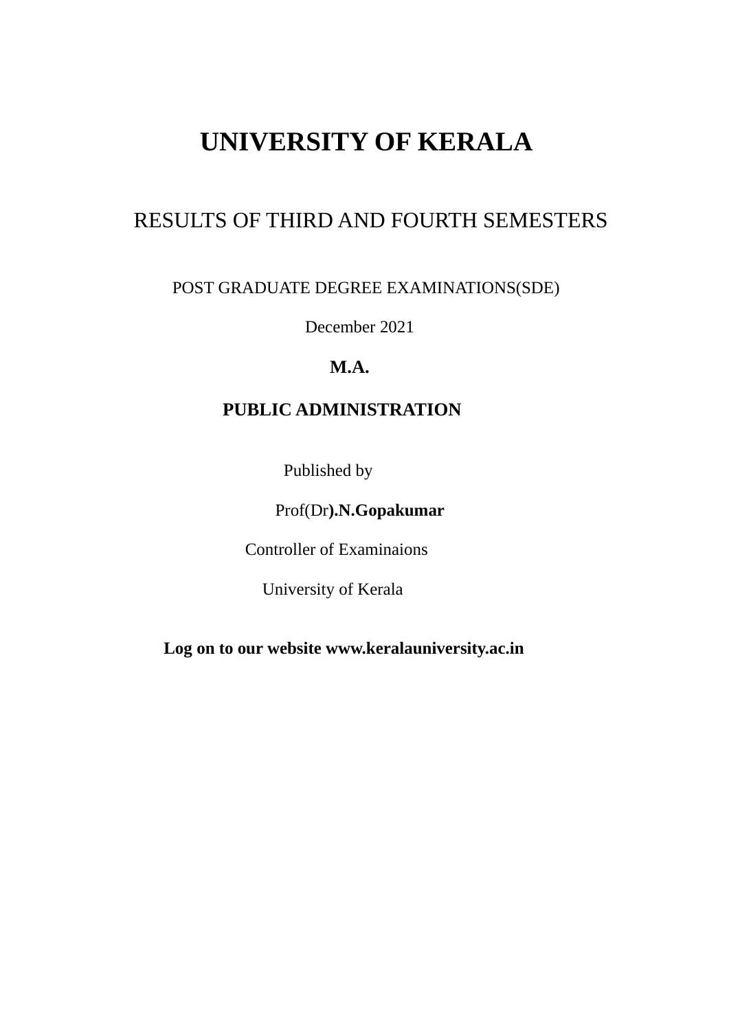# UNIVERSITY OF KERALA

## RESULTS OF THIRD AND FOURTH SEMESTERS

POST GRADUATE DEGREE EXAMINATIONS(SDE)

December 2021

**M.A.**

**PUBLIC ADMINISTRATION**

Published by

Prof(Dr**).N.Gopakumar**

Controller of Examinaions

University of Kerala

**Log on to our website www.keralauniversity.ac.in**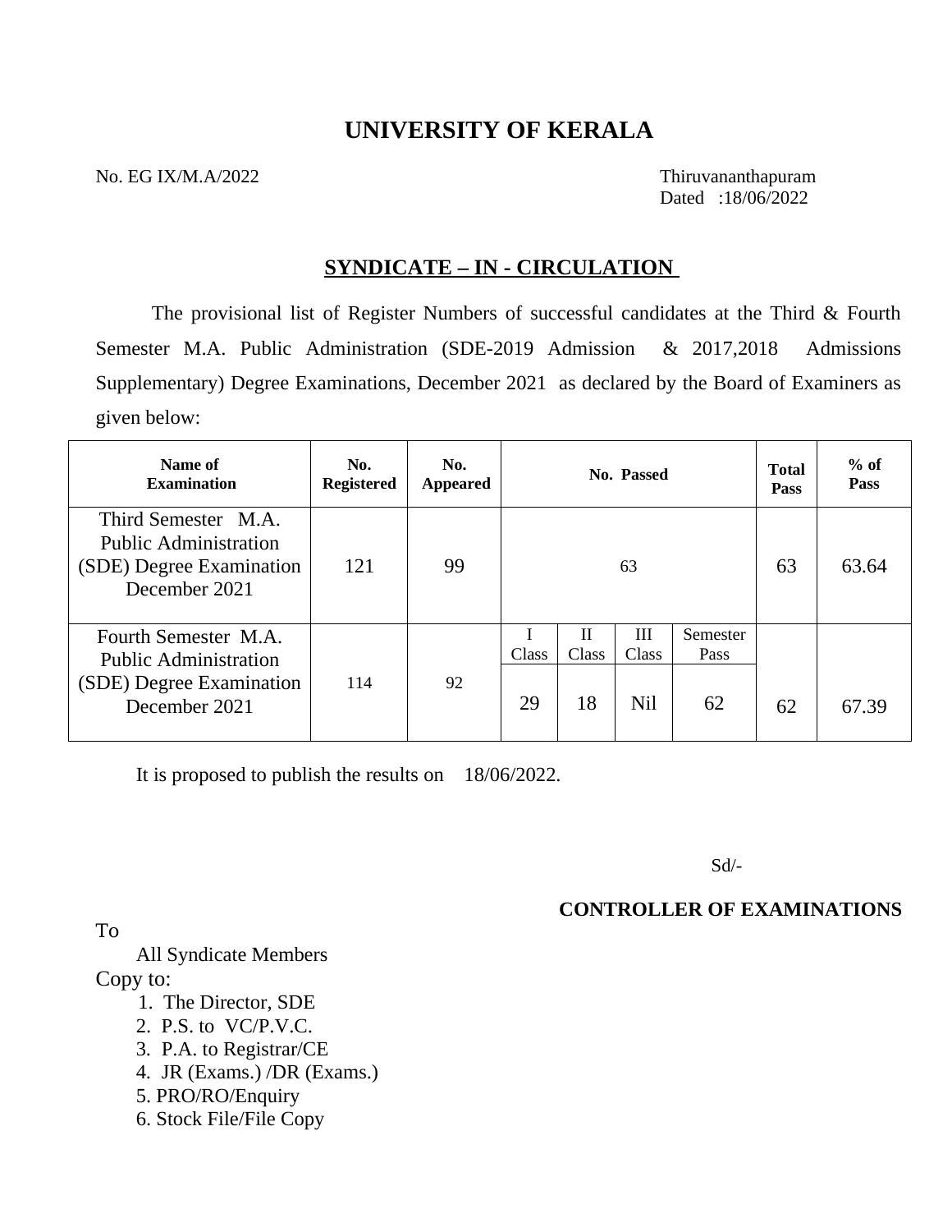# UNIVERSITY OF KERALA

No. EG IX/M.A/2022

Thiruvananthapuram
Dated :18/06/2022

## SYNDICATE – IN - CIRCULATION

The provisional list of Register Numbers of successful candidates at the Third & Fourth Semester M.A. Public Administration (SDE-2019 Admission & 2017,2018 Admissions Supplementary) Degree Examinations, December 2021 as declared by the Board of Examiners as given below:

| Name of Examination | No. Registered | No. Appeared | No. Passed | | | | Total Pass | % of Pass |
|---|---|---|---|---|---|---|---|---|
| Third Semester M.A. Public Administration (SDE) Degree Examination December 2021 | 121 | 99 | 63 | | | | 63 | 63.64 |
| | | | I Class | II Class | III Class | Semester Pass | | |
| Fourth Semester M.A. Public Administration (SDE) Degree Examination December 2021 | 114 | 92 | 29 | 18 | Nil | 62 | 62 | 67.39 |

It is proposed to publish the results on 18/06/2022.

Sd/-

**CONTROLLER OF EXAMINATIONS**

To

All Syndicate Members

Copy to:

1. The Director, SDE
2. P.S. to VC/P.V.C.
3. P.A. to Registrar/CE
4. JR (Exams.) /DR (Exams.)
5. PRO/RO/Enquiry
6. Stock File/File Copy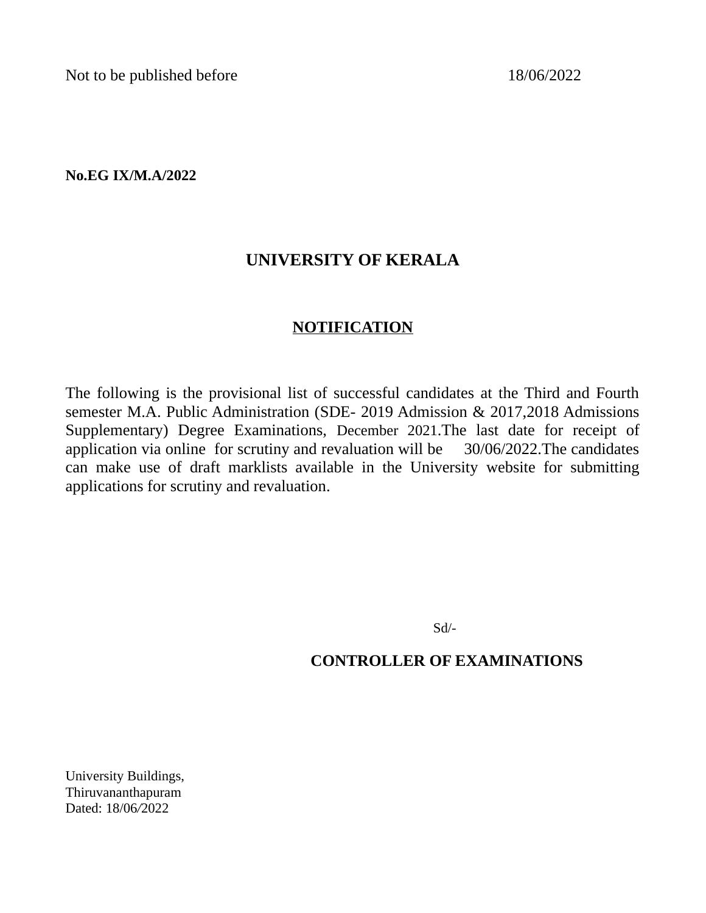Not to be published before 18/06/2022

**No.EG IX/M.A/2022**

# UNIVERSITY OF KERALA

## NOTIFICATION

The following is the provisional list of successful candidates at the Third and Fourth semester M.A. Public Administration (SDE- 2019 Admission & 2017,2018 Admissions Supplementary) Degree Examinations, December 2021.The last date for receipt of application via online for scrutiny and revaluation will be 30/06/2022.The candidates can make use of draft marklists available in the University website for submitting applications for scrutiny and revaluation.

Sd/-

**CONTROLLER OF EXAMINATIONS**

University Buildings,
Thiruvananthapuram
Dated: 18/06/2022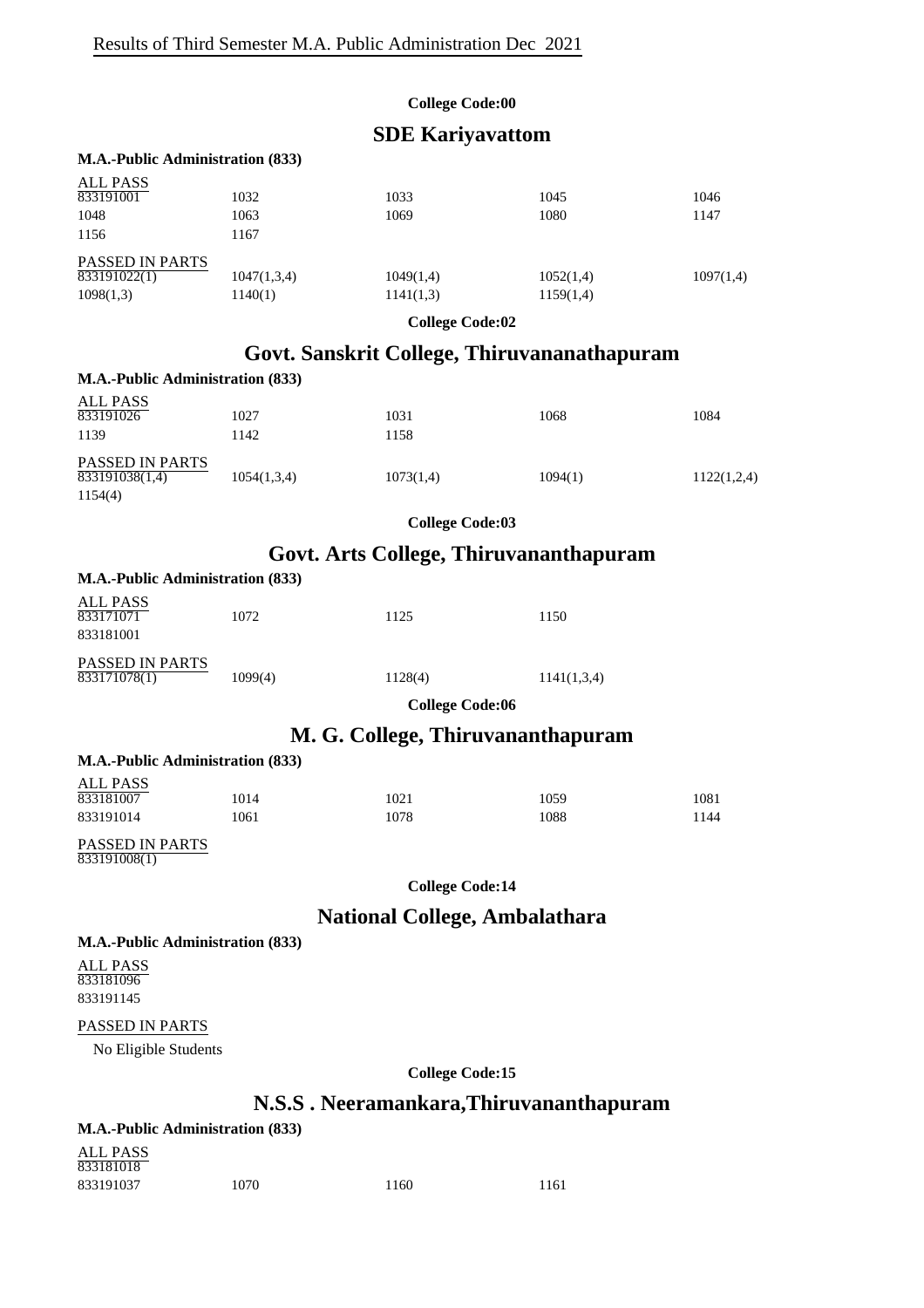Results of Third Semester M.A. Public Administration Dec 2021

**College Code:00**

## SDE Kariyavattom

**M.A.-Public Administration (833)**

ALL PASS

| | | | | |
|---|---|---|---|---|
| 833191001 | 1032 | 1033 | 1045 | 1046 |
| 1048 | 1063 | 1069 | 1080 | 1147 |
| 1156 | 1167 | | | |

PASSED IN PARTS

| | | | | |
|---|---|---|---|---|
| 833191022(1) | 1047(1,3,4) | 1049(1,4) | 1052(1,4) | 1097(1,4) |
| 1098(1,3) | 1140(1) | 1141(1,3) | 1159(1,4) | |

**College Code:02**

## Govt. Sanskrit College, Thiruvananathapuram

**M.A.-Public Administration (833)**

ALL PASS

| | | | | |
|---|---|---|---|---|
| 833191026 | 1027 | 1031 | 1068 | 1084 |
| 1139 | 1142 | 1158 | | |

PASSED IN PARTS

| | | | | |
|---|---|---|---|---|
| 833191038(1,4) | 1054(1,3,4) | 1073(1,4) | 1094(1) | 1122(1,2,4) |
| 1154(4) | | | | |

**College Code:03**

## Govt. Arts College, Thiruvananthapuram

**M.A.-Public Administration (833)**

ALL PASS

| | | | |
|---|---|---|---|
| 833171071 | 1072 | 1125 | 1150 |
| 833181001 | | | |

PASSED IN PARTS

| | | | |
|---|---|---|---|
| 833171078(1) | 1099(4) | 1128(4) | 1141(1,3,4) |

**College Code:06**

## M. G. College, Thiruvananthapuram

**M.A.-Public Administration (833)**

ALL PASS

| | | | | |
|---|---|---|---|---|
| 833181007 | 1014 | 1021 | 1059 | 1081 |
| 833191014 | 1061 | 1078 | 1088 | 1144 |

PASSED IN PARTS

833191008(1)

**College Code:14**

## National College, Ambalathara

**M.A.-Public Administration (833)**

ALL PASS

833181096

833191145

PASSED IN PARTS

No Eligible Students

**College Code:15**

## N.S.S . Neeramankara,Thiruvananthapuram

**M.A.-Public Administration (833)**

ALL PASS

| | | | |
|---|---|---|---|
| 833181018 | | | |
| 833191037 | 1070 | 1160 | 1161 |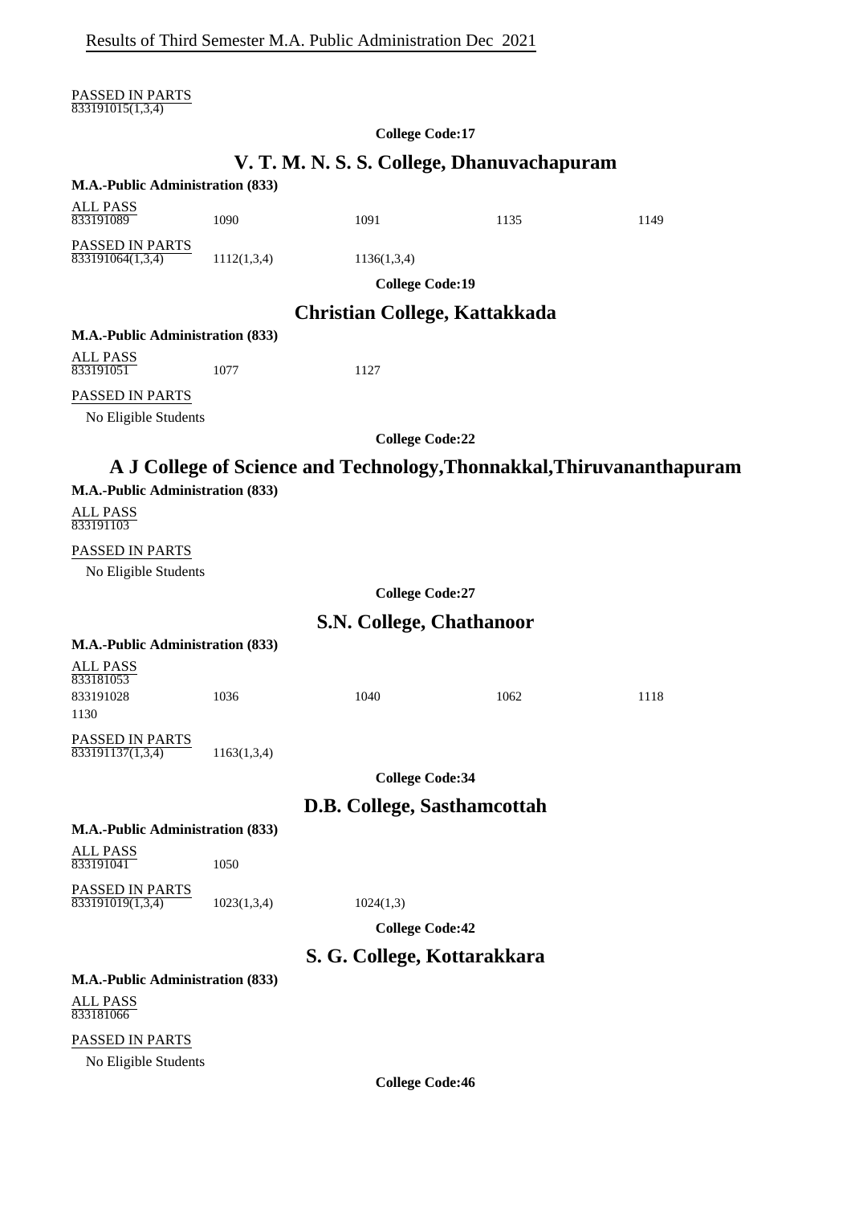PASSED IN PARTS
833191015(1,3,4)

**College Code:17**

## V. T. M. N. S. S. College, Dhanuvachapuram

**M.A.-Public Administration (833)**

ALL PASS

| 833191089 | 1090 | 1091 | 1135 | 1149 |
|---|---|---|---|---|

PASSED IN PARTS

| 833191064(1,3,4) | 1112(1,3,4) | 1136(1,3,4) |
|---|---|---|

**College Code:19**

## Christian College, Kattakkada

**M.A.-Public Administration (833)**

ALL PASS

| 833191051 | 1077 | 1127 |
|---|---|---|

PASSED IN PARTS

No Eligible Students

**College Code:22**

## A J College of Science and Technology,Thonnakkal,Thiruvananthapuram

**M.A.-Public Administration (833)**

ALL PASS

833191103

PASSED IN PARTS

No Eligible Students

**College Code:27**

## S.N. College, Chathanoor

**M.A.-Public Administration (833)**

ALL PASS

833181053

| 833191028 | 1036 | 1040 | 1062 | 1118 |
|---|---|---|---|---|
| 1130 | | | | |

PASSED IN PARTS

| 833191137(1,3,4) | 1163(1,3,4) |
|---|---|

**College Code:34**

## D.B. College, Sasthamcottah

**M.A.-Public Administration (833)**

ALL PASS

| 833191041 | 1050 |
|---|---|

PASSED IN PARTS

| 833191019(1,3,4) | 1023(1,3,4) | 1024(1,3) |
|---|---|---|

**College Code:42**

## S. G. College, Kottarakkara

**M.A.-Public Administration (833)**

ALL PASS

833181066

PASSED IN PARTS

No Eligible Students

**College Code:46**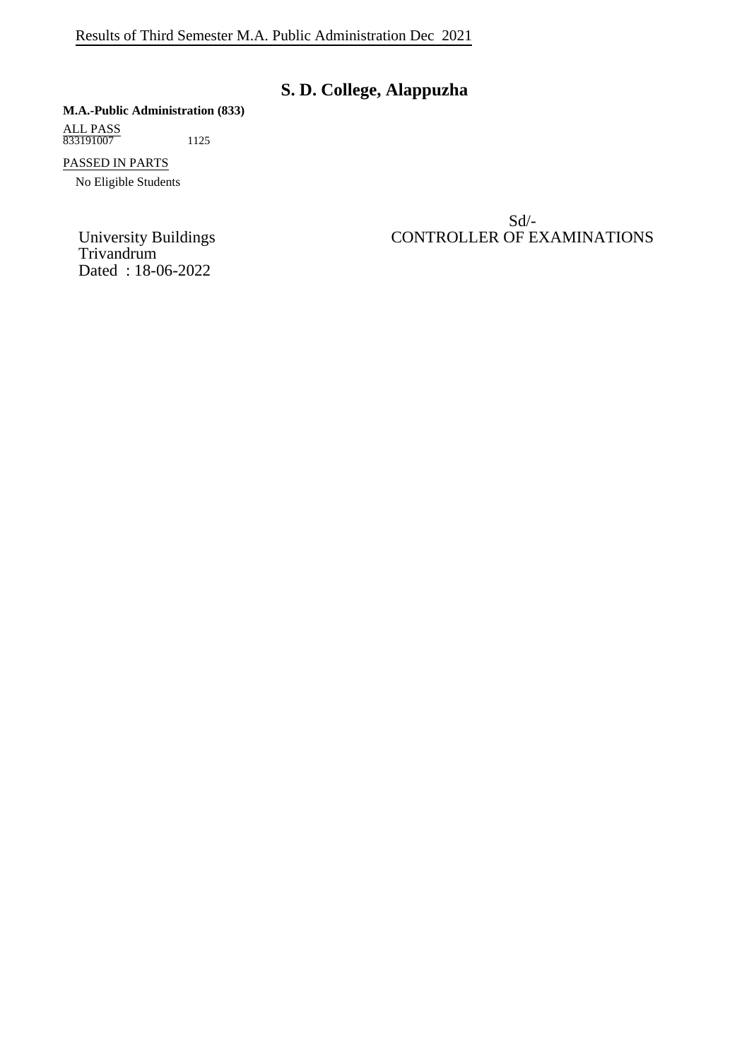Results of Third Semester M.A. Public Administration Dec 2021

# S. D. College, Alappuzha

**M.A.-Public Administration (833)**

ALL PASS

833191007 1125

PASSED IN PARTS

No Eligible Students

Sd/-

CONTROLLER OF EXAMINATIONS

University Buildings
Trivandrum
Dated : 18-06-2022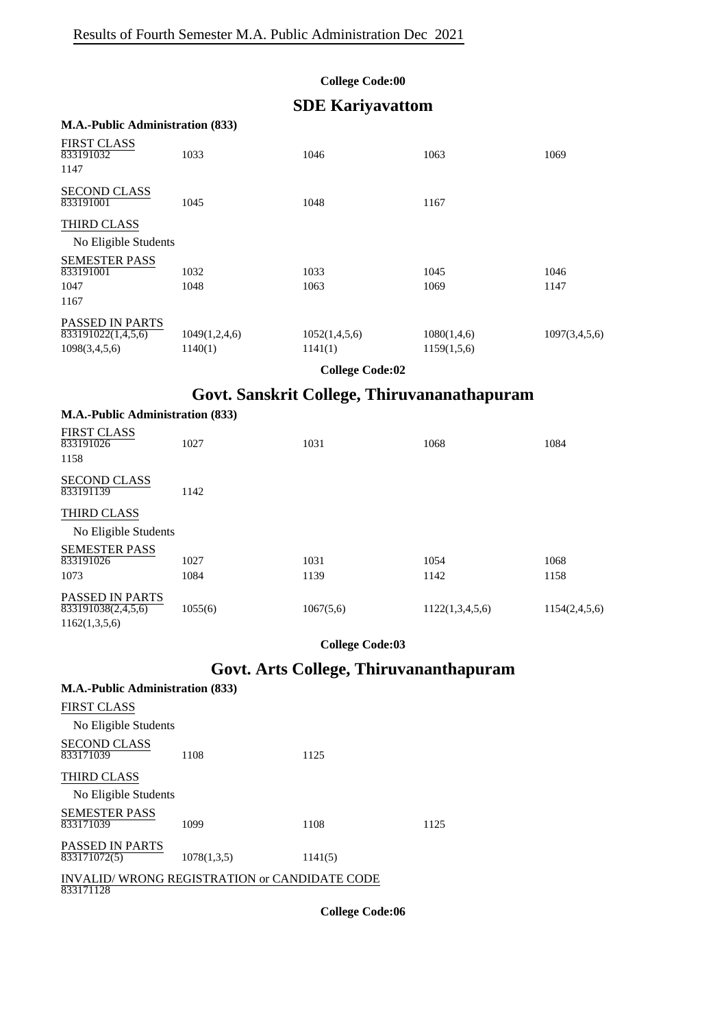Results of Fourth Semester M.A. Public Administration Dec 2021

**College Code:00**

## SDE Kariyavattom

**M.A.-Public Administration (833)**

FIRST CLASS

| | | | | |
|---|---|---|---|---|
| 833191032 | 1033 | 1046 | 1063 | 1069 |
| 1147 | | | | |

SECOND CLASS

| | | | |
|---|---|---|---|
| 833191001 | 1045 | 1048 | 1167 |

THIRD CLASS

No Eligible Students

SEMESTER PASS

| | | | | |
|---|---|---|---|---|
| 833191001 | 1032 | 1033 | 1045 | 1046 |
| 1047 | 1048 | 1063 | 1069 | 1147 |
| 1167 | | | | |

PASSED IN PARTS

| | | | | |
|---|---|---|---|---|
| 833191022(1,4,5,6) | 1049(1,2,4,6) | 1052(1,4,5,6) | 1080(1,4,6) | 1097(3,4,5,6) |
| 1098(3,4,5,6) | 1140(1) | 1141(1) | 1159(1,5,6) | |

**College Code:02**

## Govt. Sanskrit College, Thiruvananathapuram

**M.A.-Public Administration (833)**

FIRST CLASS

| | | | | |
|---|---|---|---|---|
| 833191026 | 1027 | 1031 | 1068 | 1084 |
| 1158 | | | | |

SECOND CLASS

| | |
|---|---|
| 833191139 | 1142 |

THIRD CLASS

No Eligible Students

SEMESTER PASS

| | | | | |
|---|---|---|---|---|
| 833191026 | 1027 | 1031 | 1054 | 1068 |
| 1073 | 1084 | 1139 | 1142 | 1158 |

PASSED IN PARTS

| | | | | |
|---|---|---|---|---|
| 833191038(2,4,5,6) | 1055(6) | 1067(5,6) | 1122(1,3,4,5,6) | 1154(2,4,5,6) |
| 1162(1,3,5,6) | | | | |

**College Code:03**

## Govt. Arts College, Thiruvananthapuram

**M.A.-Public Administration (833)**

FIRST CLASS

No Eligible Students

SECOND CLASS

| | | |
|---|---|---|
| 833171039 | 1108 | 1125 |

THIRD CLASS

No Eligible Students

SEMESTER PASS

| | | | |
|---|---|---|---|
| 833171039 | 1099 | 1108 | 1125 |

PASSED IN PARTS

| | | |
|---|---|---|
| 833171072(5) | 1078(1,3,5) | 1141(5) |

INVALID/ WRONG REGISTRATION or CANDIDATE CODE

833171128

**College Code:06**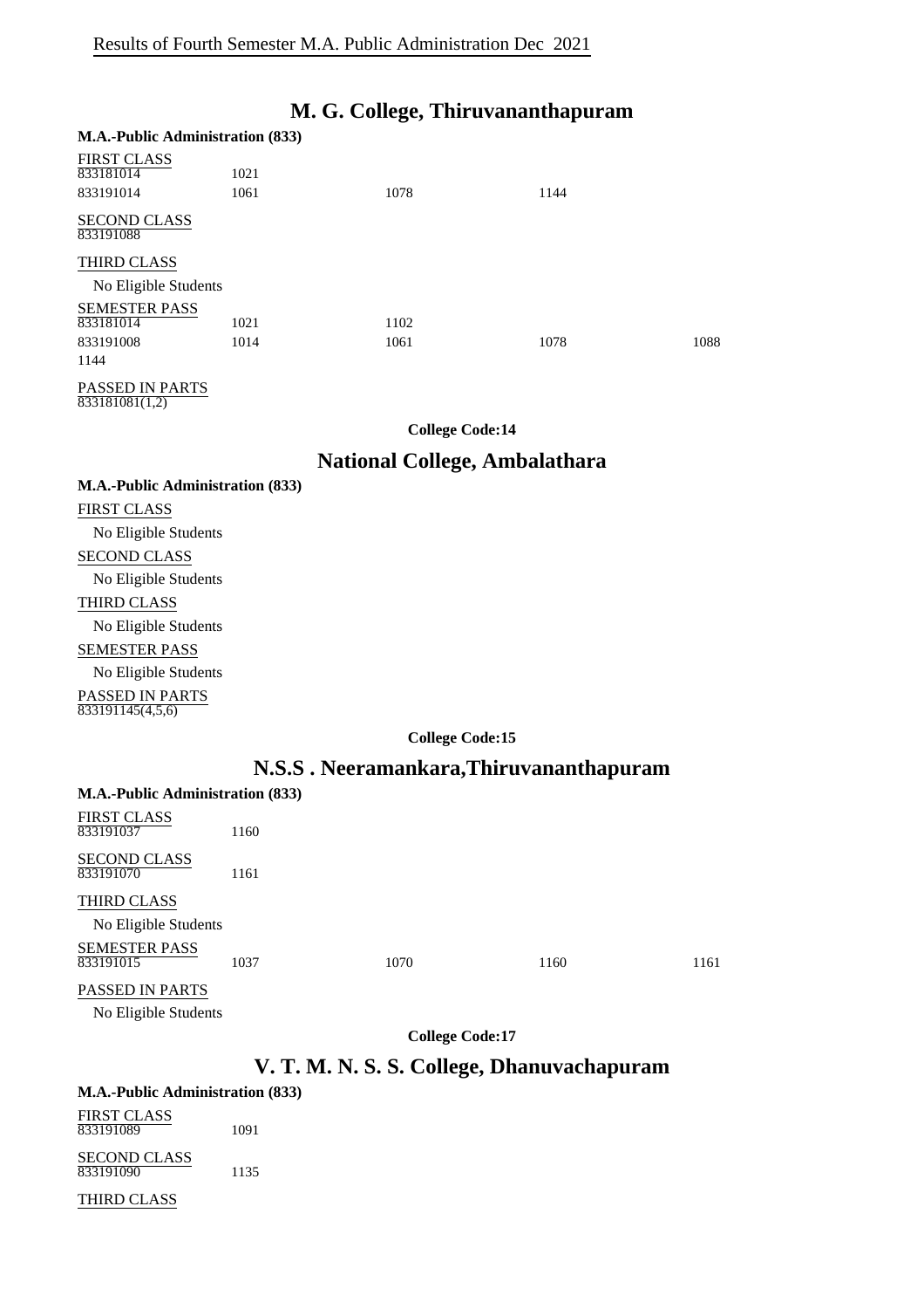Results of Fourth Semester M.A. Public Administration Dec 2021

## M. G. College, Thiruvananthapuram

**M.A.-Public Administration (833)**

FIRST CLASS

| | | | |
|---|---|---|---|
| 833181014 | 1021 | | |
| 833191014 | 1061 | 1078 | 1144 |

SECOND CLASS

833191088

THIRD CLASS

No Eligible Students

SEMESTER PASS

| | | | | |
|---|---|---|---|---|
| 833181014 | 1021 | 1102 | | |
| 833191008 | 1014 | 1061 | 1078 | 1088 |
| 1144 | | | | |

PASSED IN PARTS

833181081(1,2)

**College Code:14**

## National College, Ambalathara

**M.A.-Public Administration (833)**

FIRST CLASS

No Eligible Students

SECOND CLASS

No Eligible Students

THIRD CLASS

No Eligible Students

SEMESTER PASS

No Eligible Students

PASSED IN PARTS

833191145(4,5,6)

**College Code:15**

## N.S.S . Neeramankara,Thiruvananthapuram

**M.A.-Public Administration (833)**

FIRST CLASS

833191037 1160

SECOND CLASS

833191070 1161

THIRD CLASS

No Eligible Students

SEMESTER PASS

| | | | | |
|---|---|---|---|---|
| 833191015 | 1037 | 1070 | 1160 | 1161 |

PASSED IN PARTS

No Eligible Students

**College Code:17**

## V. T. M. N. S. S. College, Dhanuvachapuram

**M.A.-Public Administration (833)**

FIRST CLASS

833191089 1091

SECOND CLASS

833191090 1135

THIRD CLASS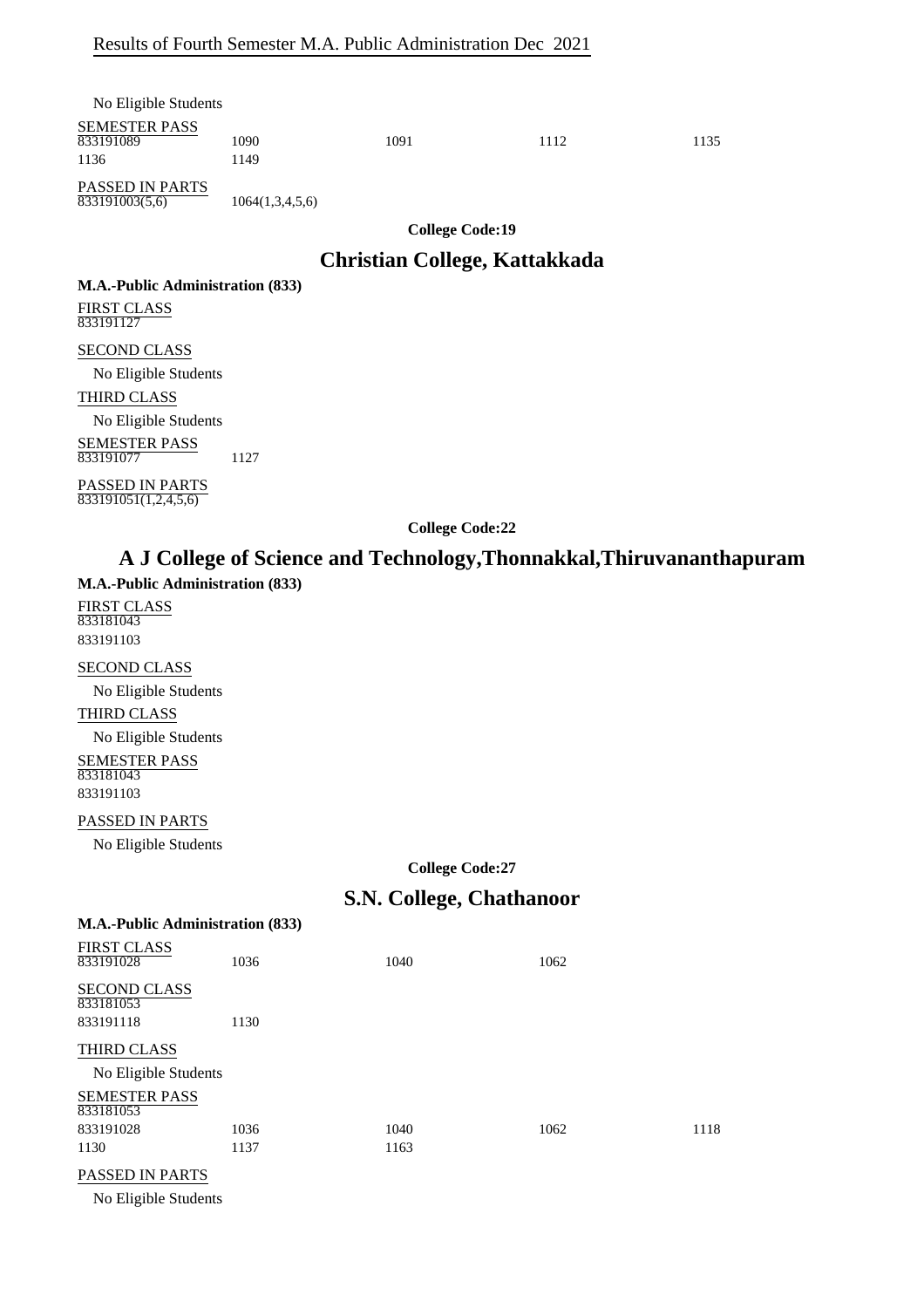Results of Fourth Semester M.A. Public Administration Dec 2021

No Eligible Students

SEMESTER PASS

| 833191089 | 1090 | 1091 | 1112 | 1135 |
|---|---|---|---|---|
| 1136 | 1149 | | | |

PASSED IN PARTS

| 833191003(5,6) | 1064(1,3,4,5,6) |
|---|---|

**College Code:19**

## Christian College, Kattakkada

**M.A.-Public Administration (833)**

FIRST CLASS

833191127

SECOND CLASS

No Eligible Students

THIRD CLASS

No Eligible Students

SEMESTER PASS

| 833191077 | 1127 |
|---|---|

PASSED IN PARTS

833191051(1,2,4,5,6)

**College Code:22**

## A J College of Science and Technology,Thonnakkal,Thiruvananthapuram

**M.A.-Public Administration (833)**

FIRST CLASS

833181043

833191103

SECOND CLASS

No Eligible Students

THIRD CLASS

No Eligible Students

SEMESTER PASS

833181043

833191103

PASSED IN PARTS

No Eligible Students

**College Code:27**

## S.N. College, Chathanoor

**M.A.-Public Administration (833)**

FIRST CLASS

| 833191028 | 1036 | 1040 | 1062 |
|---|---|---|---|

SECOND CLASS

833181053

| 833191118 | 1130 |
|---|---|

THIRD CLASS

No Eligible Students

SEMESTER PASS

833181053

| 833191028 | 1036 | 1040 | 1062 | 1118 |
|---|---|---|---|---|
| 1130 | 1137 | 1163 | | |

PASSED IN PARTS

No Eligible Students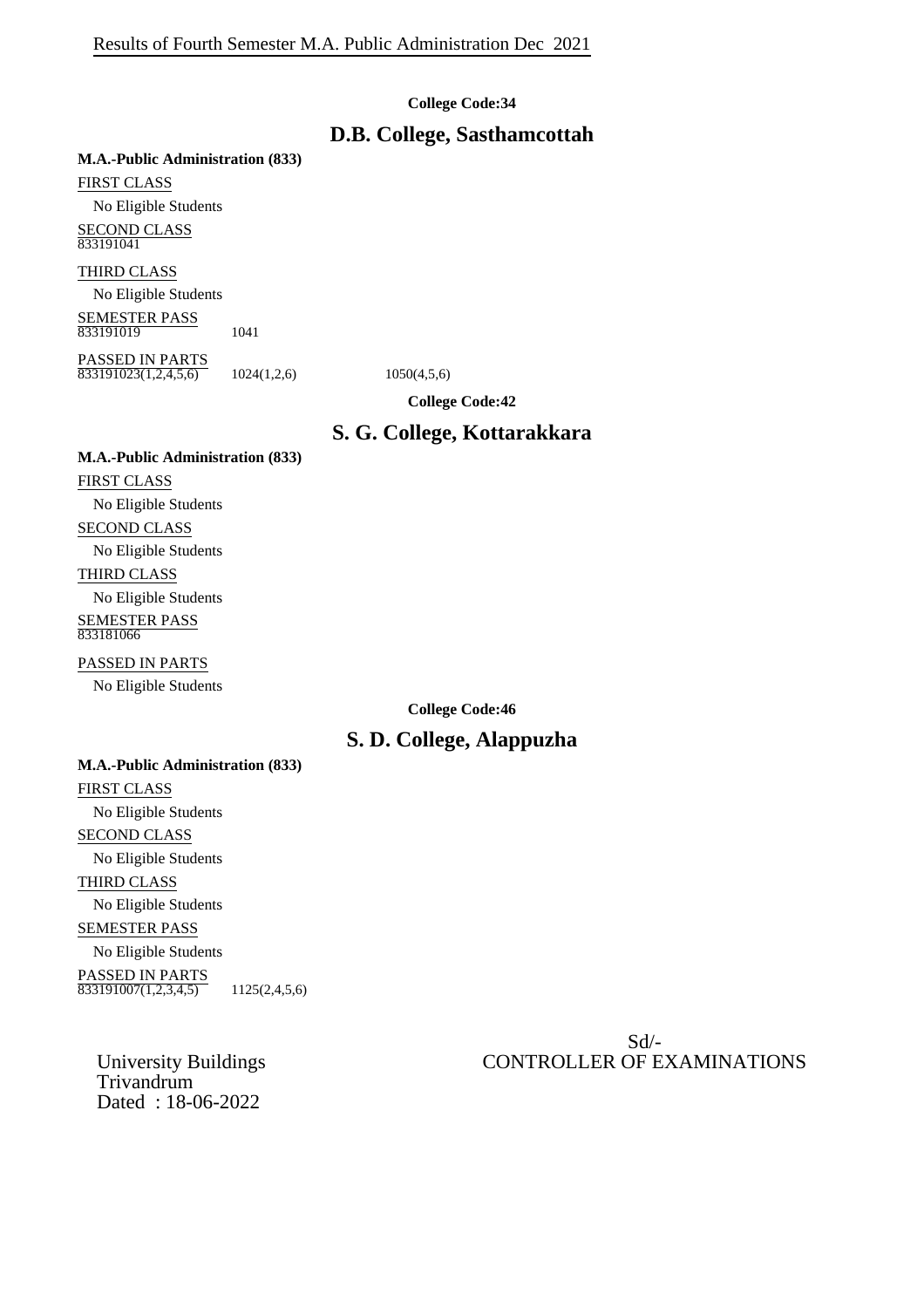Results of Fourth Semester M.A. Public Administration Dec 2021

**College Code:34**

## D.B. College, Sasthamcottah

**M.A.-Public Administration (833)**

FIRST CLASS

No Eligible Students

SECOND CLASS

833191041

THIRD CLASS

No Eligible Students

SEMESTER PASS

833191019 1041

PASSED IN PARTS

833191023(1,2,4,5,6) 1024(1,2,6) 1050(4,5,6)

**College Code:42**

## S. G. College, Kottarakkara

**M.A.-Public Administration (833)**

FIRST CLASS

No Eligible Students

SECOND CLASS

No Eligible Students

THIRD CLASS

No Eligible Students

SEMESTER PASS

833181066

PASSED IN PARTS

No Eligible Students

**College Code:46**

## S. D. College, Alappuzha

**M.A.-Public Administration (833)**

FIRST CLASS

No Eligible Students

SECOND CLASS

No Eligible Students

THIRD CLASS

No Eligible Students

SEMESTER PASS

No Eligible Students

PASSED IN PARTS

833191007(1,2,3,4,5) 1125(2,4,5,6)

University Buildings
Trivandrum
Dated : 18-06-2022

Sd/-
CONTROLLER OF EXAMINATIONS